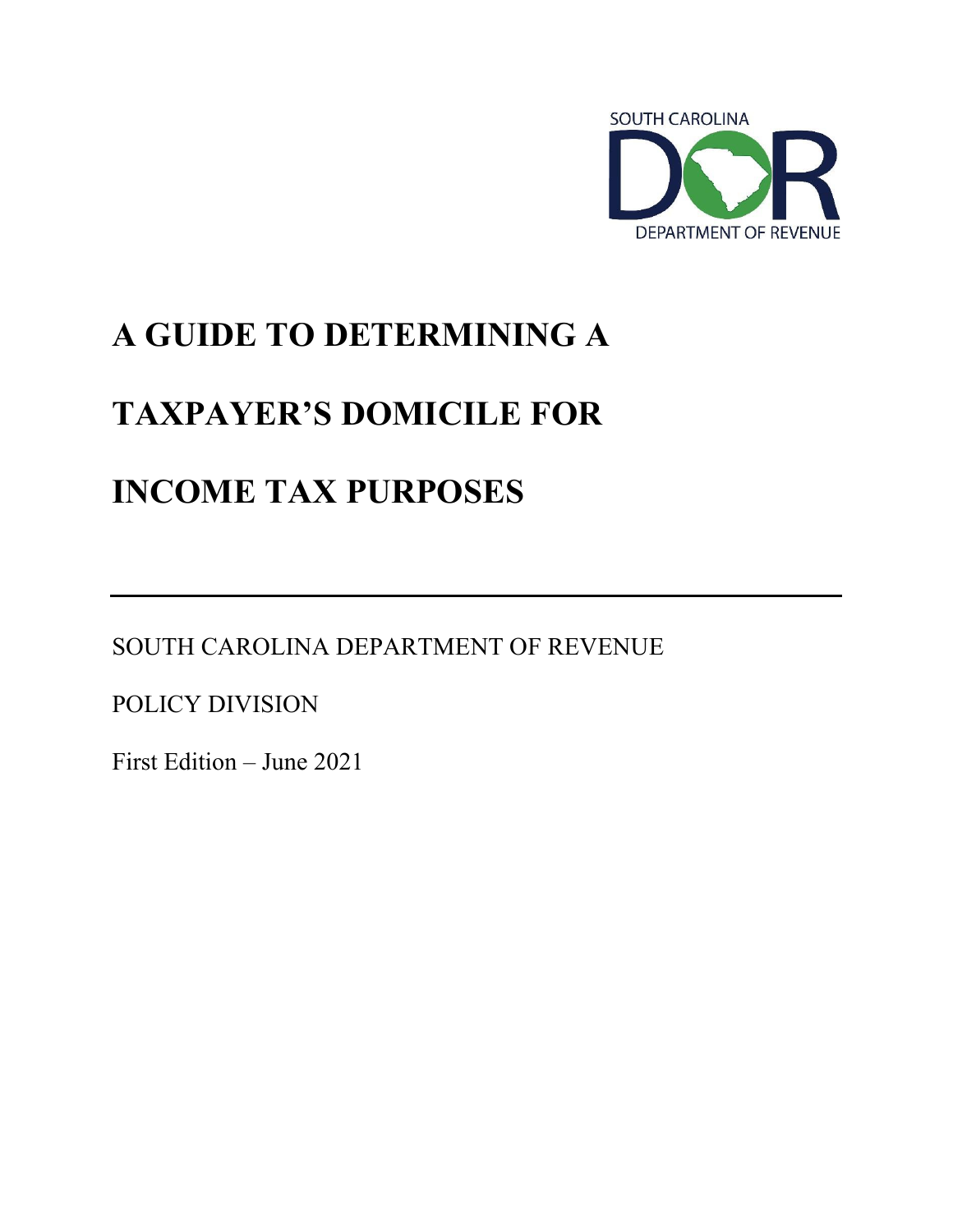SOUTH CAROLINA

DEPARTMENT OF REVENUE

# A GUIDE TO DETERMINING A TAXPAYER'S DOMICILE FOR INCOME TAX PURPOSES

---

SOUTH CAROLINA DEPARTMENT OF REVENUE

POLICY DIVISION

First Edition – June 2021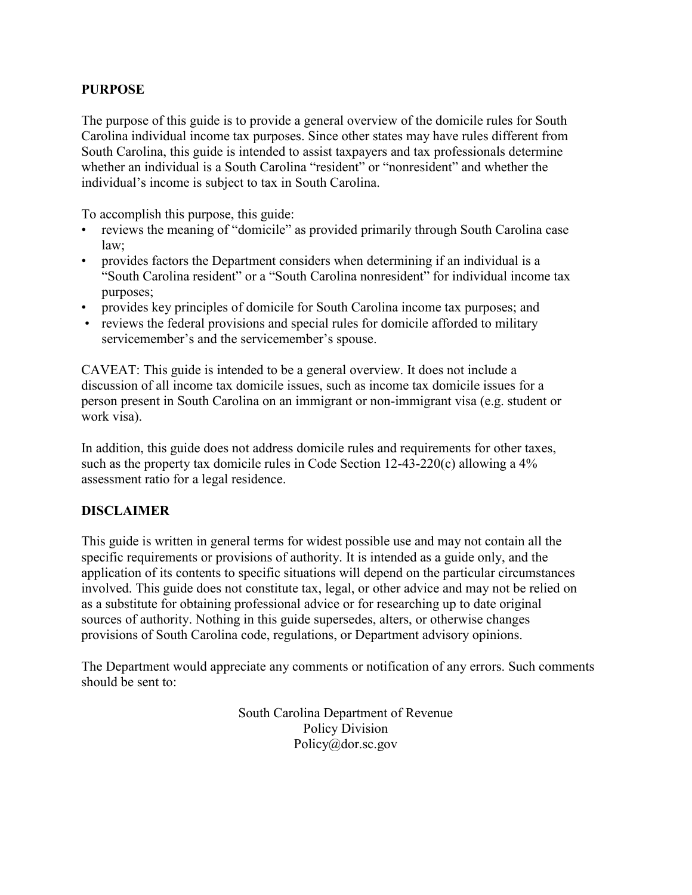## PURPOSE

The purpose of this guide is to provide a general overview of the domicile rules for South Carolina individual income tax purposes. Since other states may have rules different from South Carolina, this guide is intended to assist taxpayers and tax professionals determine whether an individual is a South Carolina "resident" or "nonresident" and whether the individual's income is subject to tax in South Carolina.

To accomplish this purpose, this guide:

- reviews the meaning of "domicile" as provided primarily through South Carolina case law;
- provides factors the Department considers when determining if an individual is a "South Carolina resident" or a "South Carolina nonresident" for individual income tax purposes;
- provides key principles of domicile for South Carolina income tax purposes; and
- reviews the federal provisions and special rules for domicile afforded to military servicemember's and the servicemember's spouse.

CAVEAT: This guide is intended to be a general overview. It does not include a discussion of all income tax domicile issues, such as income tax domicile issues for a person present in South Carolina on an immigrant or non-immigrant visa (e.g. student or work visa).

In addition, this guide does not address domicile rules and requirements for other taxes, such as the property tax domicile rules in Code Section 12-43-220(c) allowing a 4% assessment ratio for a legal residence.

## DISCLAIMER

This guide is written in general terms for widest possible use and may not contain all the specific requirements or provisions of authority. It is intended as a guide only, and the application of its contents to specific situations will depend on the particular circumstances involved. This guide does not constitute tax, legal, or other advice and may not be relied on as a substitute for obtaining professional advice or for researching up to date original sources of authority. Nothing in this guide supersedes, alters, or otherwise changes provisions of South Carolina code, regulations, or Department advisory opinions.

The Department would appreciate any comments or notification of any errors. Such comments should be sent to:

South Carolina Department of Revenue  
Policy Division  
Policy@dor.sc.gov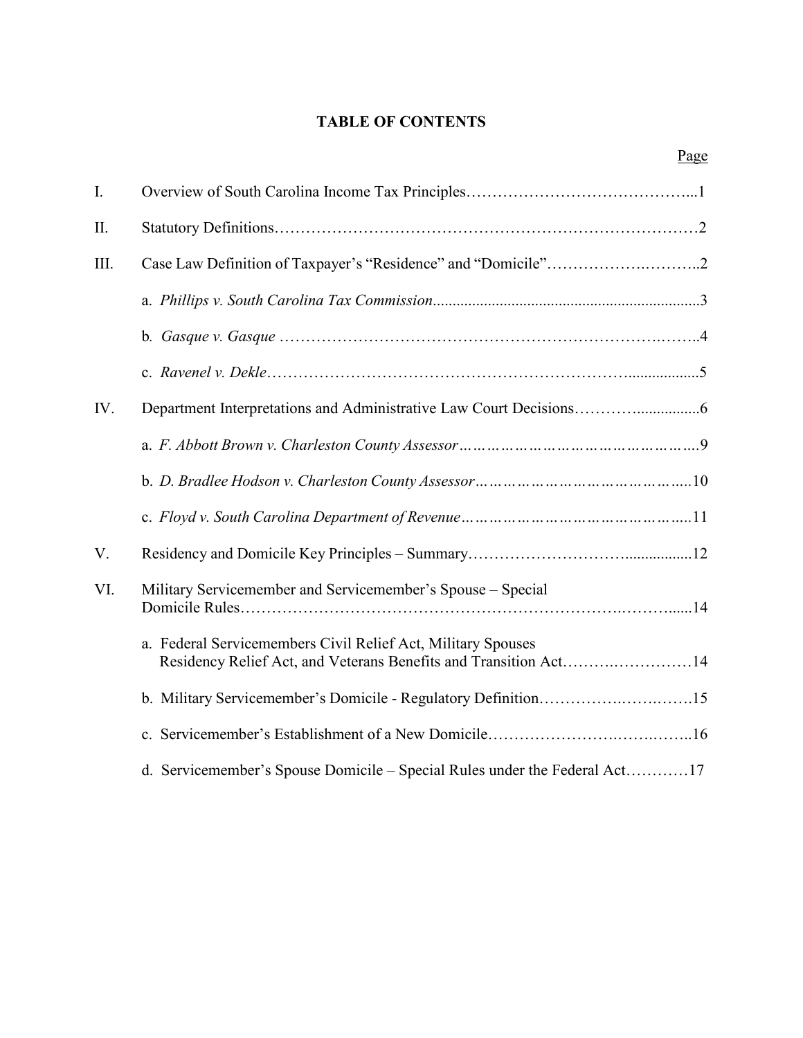**TABLE OF CONTENTS**

| | | Page |
|---|---|---|
| I. | Overview of South Carolina Income Tax Principles | 1 |
| II. | Statutory Definitions | 2 |
| III. | Case Law Definition of Taxpayer's "Residence" and "Domicile" | 2 |
| | a. *Phillips v. South Carolina Tax Commission* | 3 |
| | b. *Gasque v. Gasque* | 4 |
| | c. *Ravenel v. Dekle* | 5 |
| IV. | Department Interpretations and Administrative Law Court Decisions | 6 |
| | a. *F. Abbott Brown v. Charleston County Assessor* | 9 |
| | b. *D. Bradlee Hodson v. Charleston County Assessor* | 10 |
| | c. *Floyd v. South Carolina Department of Revenue* | 11 |
| V. | Residency and Domicile Key Principles – Summary | 12 |
| VI. | Military Servicemember and Servicemember's Spouse – Special Domicile Rules | 14 |
| | a. Federal Servicemembers Civil Relief Act, Military Spouses Residency Relief Act, and Veterans Benefits and Transition Act | 14 |
| | b. Military Servicemember's Domicile - Regulatory Definition | 15 |
| | c. Servicemember's Establishment of a New Domicile | 16 |
| | d. Servicemember's Spouse Domicile – Special Rules under the Federal Act | 17 |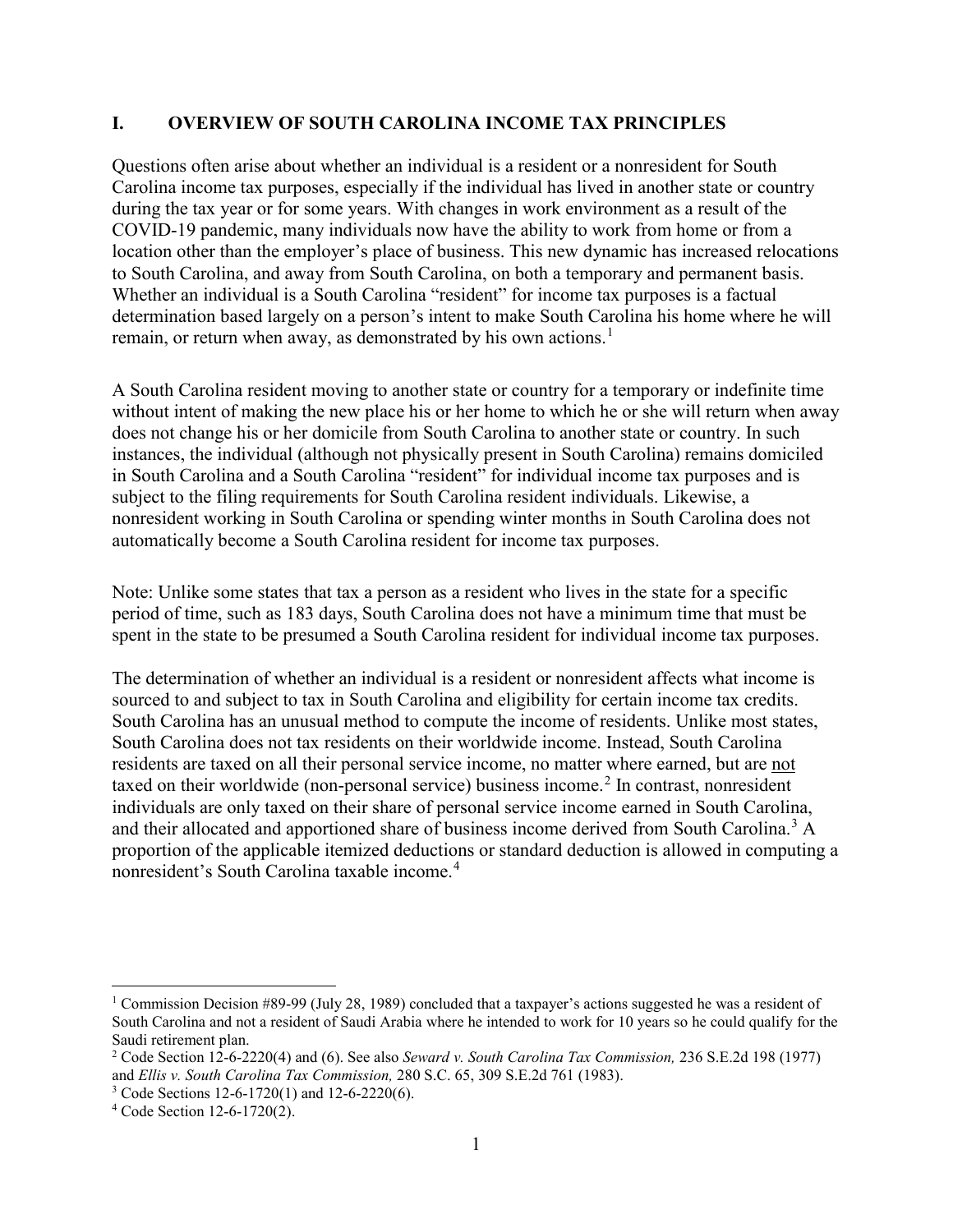## I. OVERVIEW OF SOUTH CAROLINA INCOME TAX PRINCIPLES

Questions often arise about whether an individual is a resident or a nonresident for South Carolina income tax purposes, especially if the individual has lived in another state or country during the tax year or for some years. With changes in work environment as a result of the COVID-19 pandemic, many individuals now have the ability to work from home or from a location other than the employer's place of business. This new dynamic has increased relocations to South Carolina, and away from South Carolina, on both a temporary and permanent basis. Whether an individual is a South Carolina "resident" for income tax purposes is a factual determination based largely on a person's intent to make South Carolina his home where he will remain, or return when away, as demonstrated by his own actions.[1]

A South Carolina resident moving to another state or country for a temporary or indefinite time without intent of making the new place his or her home to which he or she will return when away does not change his or her domicile from South Carolina to another state or country. In such instances, the individual (although not physically present in South Carolina) remains domiciled in South Carolina and a South Carolina "resident" for individual income tax purposes and is subject to the filing requirements for South Carolina resident individuals. Likewise, a nonresident working in South Carolina or spending winter months in South Carolina does not automatically become a South Carolina resident for income tax purposes.

Note: Unlike some states that tax a person as a resident who lives in the state for a specific period of time, such as 183 days, South Carolina does not have a minimum time that must be spent in the state to be presumed a South Carolina resident for individual income tax purposes.

The determination of whether an individual is a resident or nonresident affects what income is sourced to and subject to tax in South Carolina and eligibility for certain income tax credits. South Carolina has an unusual method to compute the income of residents. Unlike most states, South Carolina does not tax residents on their worldwide income. Instead, South Carolina residents are taxed on all their personal service income, no matter where earned, but are <u>not</u> taxed on their worldwide (non-personal service) business income.[2] In contrast, nonresident individuals are only taxed on their share of personal service income earned in South Carolina, and their allocated and apportioned share of business income derived from South Carolina.[3] A proportion of the applicable itemized deductions or standard deduction is allowed in computing a nonresident's South Carolina taxable income.[4]

---

[1] Commission Decision #89-99 (July 28, 1989) concluded that a taxpayer's actions suggested he was a resident of South Carolina and not a resident of Saudi Arabia where he intended to work for 10 years so he could qualify for the Saudi retirement plan.

[2] Code Section 12-6-2220(4) and (6). See also *Seward v. South Carolina Tax Commission,* 236 S.E.2d 198 (1977) and *Ellis v. South Carolina Tax Commission,* 280 S.C. 65, 309 S.E.2d 761 (1983).

[3] Code Sections 12-6-1720(1) and 12-6-2220(6).

[4] Code Section 12-6-1720(2).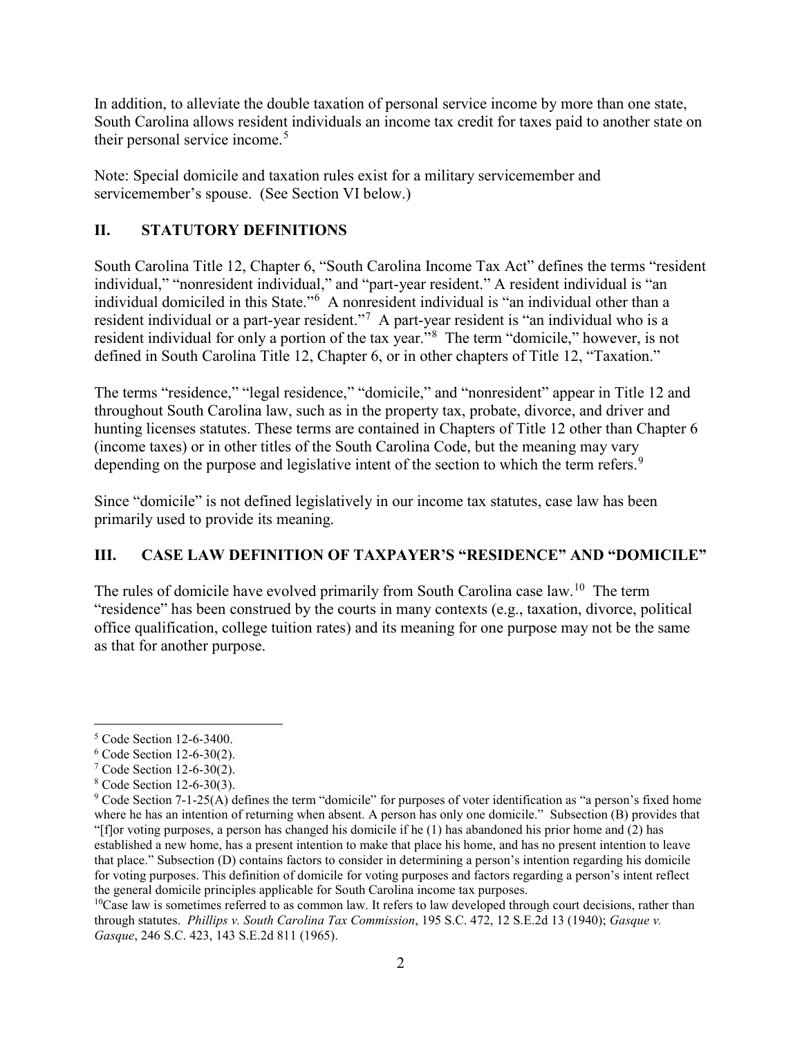In addition, to alleviate the double taxation of personal service income by more than one state, South Carolina allows resident individuals an income tax credit for taxes paid to another state on their personal service income.[5]

Note: Special domicile and taxation rules exist for a military servicemember and servicemember's spouse. (See Section VI below.)

## II. STATUTORY DEFINITIONS

South Carolina Title 12, Chapter 6, "South Carolina Income Tax Act" defines the terms "resident individual," "nonresident individual," and "part-year resident." A resident individual is "an individual domiciled in this State."[6] A nonresident individual is "an individual other than a resident individual or a part-year resident."[7] A part-year resident is "an individual who is a resident individual for only a portion of the tax year."[8] The term "domicile," however, is not defined in South Carolina Title 12, Chapter 6, or in other chapters of Title 12, "Taxation."

The terms "residence," "legal residence," "domicile," and "nonresident" appear in Title 12 and throughout South Carolina law, such as in the property tax, probate, divorce, and driver and hunting licenses statutes. These terms are contained in Chapters of Title 12 other than Chapter 6 (income taxes) or in other titles of the South Carolina Code, but the meaning may vary depending on the purpose and legislative intent of the section to which the term refers.[9]

Since "domicile" is not defined legislatively in our income tax statutes, case law has been primarily used to provide its meaning.

## III. CASE LAW DEFINITION OF TAXPAYER'S "RESIDENCE" AND "DOMICILE"

The rules of domicile have evolved primarily from South Carolina case law.[10] The term "residence" has been construed by the courts in many contexts (e.g., taxation, divorce, political office qualification, college tuition rates) and its meaning for one purpose may not be the same as that for another purpose.

---

[5] Code Section 12-6-3400.

[6] Code Section 12-6-30(2).

[7] Code Section 12-6-30(2).

[8] Code Section 12-6-30(3).

[9] Code Section 7-1-25(A) defines the term "domicile" for purposes of voter identification as "a person's fixed home where he has an intention of returning when absent. A person has only one domicile." Subsection (B) provides that "[f]or voting purposes, a person has changed his domicile if he (1) has abandoned his prior home and (2) has established a new home, has a present intention to make that place his home, and has no present intention to leave that place." Subsection (D) contains factors to consider in determining a person's intention regarding his domicile for voting purposes. This definition of domicile for voting purposes and factors regarding a person's intent reflect the general domicile principles applicable for South Carolina income tax purposes.

[10] Case law is sometimes referred to as common law. It refers to law developed through court decisions, rather than through statutes. *Phillips v. South Carolina Tax Commission*, 195 S.C. 472, 12 S.E.2d 13 (1940); *Gasque v. Gasque*, 246 S.C. 423, 143 S.E.2d 811 (1965).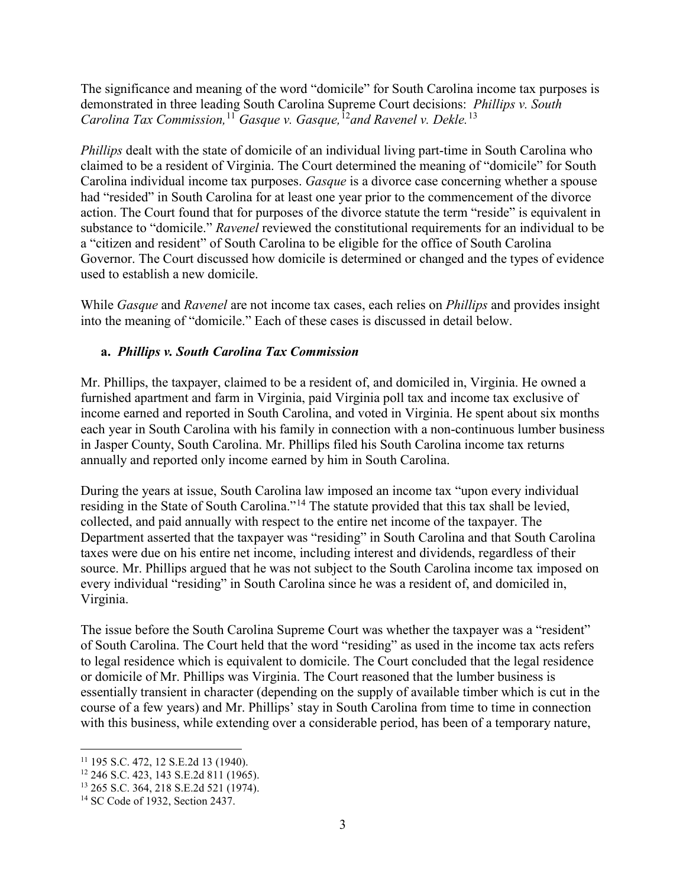The significance and meaning of the word "domicile" for South Carolina income tax purposes is demonstrated in three leading South Carolina Supreme Court decisions: *Phillips v. South Carolina Tax Commission,*[11] *Gasque v. Gasque,*[12] *and Ravenel v. Dekle.*[13]

*Phillips* dealt with the state of domicile of an individual living part-time in South Carolina who claimed to be a resident of Virginia. The Court determined the meaning of "domicile" for South Carolina individual income tax purposes. *Gasque* is a divorce case concerning whether a spouse had "resided" in South Carolina for at least one year prior to the commencement of the divorce action. The Court found that for purposes of the divorce statute the term "reside" is equivalent in substance to "domicile." *Ravenel* reviewed the constitutional requirements for an individual to be a "citizen and resident" of South Carolina to be eligible for the office of South Carolina Governor. The Court discussed how domicile is determined or changed and the types of evidence used to establish a new domicile.

While *Gasque* and *Ravenel* are not income tax cases, each relies on *Phillips* and provides insight into the meaning of "domicile." Each of these cases is discussed in detail below.

**a. *Phillips v. South Carolina Tax Commission***

Mr. Phillips, the taxpayer, claimed to be a resident of, and domiciled in, Virginia. He owned a furnished apartment and farm in Virginia, paid Virginia poll tax and income tax exclusive of income earned and reported in South Carolina, and voted in Virginia. He spent about six months each year in South Carolina with his family in connection with a non-continuous lumber business in Jasper County, South Carolina. Mr. Phillips filed his South Carolina income tax returns annually and reported only income earned by him in South Carolina.

During the years at issue, South Carolina law imposed an income tax "upon every individual residing in the State of South Carolina."[14] The statute provided that this tax shall be levied, collected, and paid annually with respect to the entire net income of the taxpayer. The Department asserted that the taxpayer was "residing" in South Carolina and that South Carolina taxes were due on his entire net income, including interest and dividends, regardless of their source. Mr. Phillips argued that he was not subject to the South Carolina income tax imposed on every individual "residing" in South Carolina since he was a resident of, and domiciled in, Virginia.

The issue before the South Carolina Supreme Court was whether the taxpayer was a "resident" of South Carolina. The Court held that the word "residing" as used in the income tax acts refers to legal residence which is equivalent to domicile. The Court concluded that the legal residence or domicile of Mr. Phillips was Virginia. The Court reasoned that the lumber business is essentially transient in character (depending on the supply of available timber which is cut in the course of a few years) and Mr. Phillips' stay in South Carolina from time to time in connection with this business, while extending over a considerable period, has been of a temporary nature,

[11] 195 S.C. 472, 12 S.E.2d 13 (1940).
[12] 246 S.C. 423, 143 S.E.2d 811 (1965).
[13] 265 S.C. 364, 218 S.E.2d 521 (1974).
[14] SC Code of 1932, Section 2437.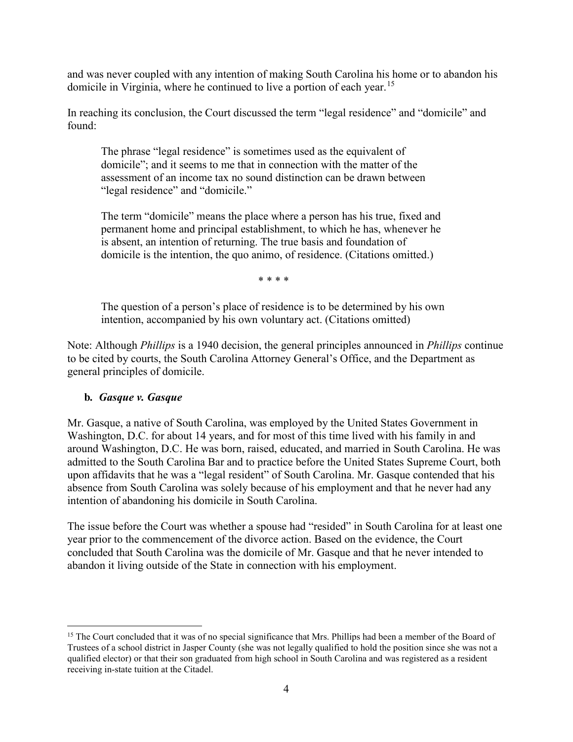and was never coupled with any intention of making South Carolina his home or to abandon his domicile in Virginia, where he continued to live a portion of each year.[15]

In reaching its conclusion, the Court discussed the term "legal residence" and "domicile" and found:

> The phrase "legal residence" is sometimes used as the equivalent of domicile"; and it seems to me that in connection with the matter of the assessment of an income tax no sound distinction can be drawn between "legal residence" and "domicile."
>
> The term "domicile" means the place where a person has his true, fixed and permanent home and principal establishment, to which he has, whenever he is absent, an intention of returning. The true basis and foundation of domicile is the intention, the quo animo, of residence. (Citations omitted.)
>
> \* \* \* \*
>
> The question of a person's place of residence is to be determined by his own intention, accompanied by his own voluntary act. (Citations omitted)

Note: Although *Phillips* is a 1940 decision, the general principles announced in *Phillips* continue to be cited by courts, the South Carolina Attorney General's Office, and the Department as general principles of domicile.

**b. *Gasque v. Gasque***

Mr. Gasque, a native of South Carolina, was employed by the United States Government in Washington, D.C. for about 14 years, and for most of this time lived with his family in and around Washington, D.C. He was born, raised, educated, and married in South Carolina. He was admitted to the South Carolina Bar and to practice before the United States Supreme Court, both upon affidavits that he was a "legal resident" of South Carolina. Mr. Gasque contended that his absence from South Carolina was solely because of his employment and that he never had any intention of abandoning his domicile in South Carolina.

The issue before the Court was whether a spouse had "resided" in South Carolina for at least one year prior to the commencement of the divorce action. Based on the evidence, the Court concluded that South Carolina was the domicile of Mr. Gasque and that he never intended to abandon it living outside of the State in connection with his employment.

---

[15] The Court concluded that it was of no special significance that Mrs. Phillips had been a member of the Board of Trustees of a school district in Jasper County (she was not legally qualified to hold the position since she was not a qualified elector) or that their son graduated from high school in South Carolina and was registered as a resident receiving in-state tuition at the Citadel.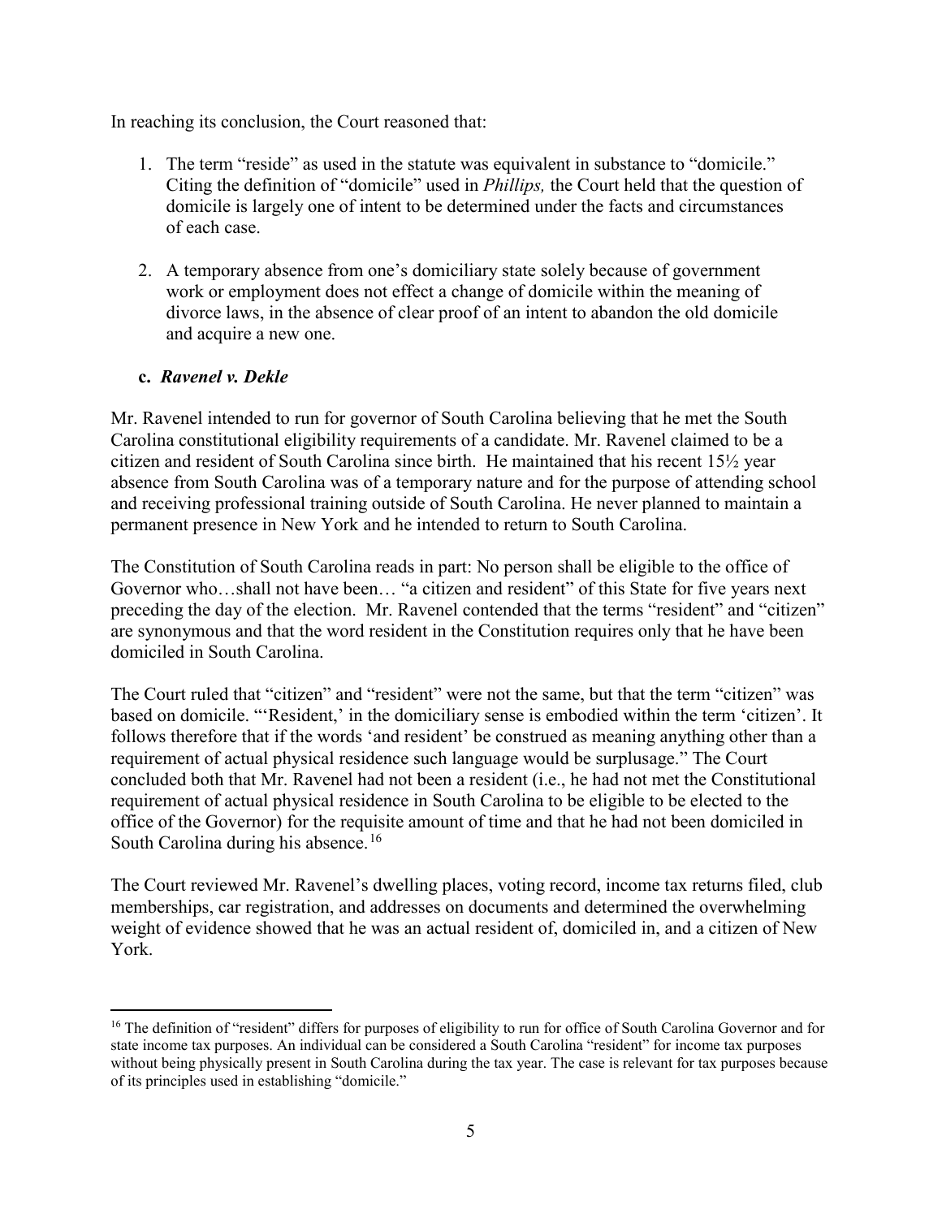In reaching its conclusion, the Court reasoned that:

1. The term "reside" as used in the statute was equivalent in substance to "domicile." Citing the definition of "domicile" used in *Phillips,* the Court held that the question of domicile is largely one of intent to be determined under the facts and circumstances of each case.

2. A temporary absence from one's domiciliary state solely because of government work or employment does not effect a change of domicile within the meaning of divorce laws, in the absence of clear proof of an intent to abandon the old domicile and acquire a new one.

**c. *Ravenel v. Dekle***

Mr. Ravenel intended to run for governor of South Carolina believing that he met the South Carolina constitutional eligibility requirements of a candidate. Mr. Ravenel claimed to be a citizen and resident of South Carolina since birth. He maintained that his recent 15½ year absence from South Carolina was of a temporary nature and for the purpose of attending school and receiving professional training outside of South Carolina. He never planned to maintain a permanent presence in New York and he intended to return to South Carolina.

The Constitution of South Carolina reads in part: No person shall be eligible to the office of Governor who…shall not have been… "a citizen and resident" of this State for five years next preceding the day of the election. Mr. Ravenel contended that the terms "resident" and "citizen" are synonymous and that the word resident in the Constitution requires only that he have been domiciled in South Carolina.

The Court ruled that "citizen" and "resident" were not the same, but that the term "citizen" was based on domicile. "'Resident,' in the domiciliary sense is embodied within the term 'citizen'. It follows therefore that if the words 'and resident' be construed as meaning anything other than a requirement of actual physical residence such language would be surplusage." The Court concluded both that Mr. Ravenel had not been a resident (i.e., he had not met the Constitutional requirement of actual physical residence in South Carolina to be eligible to be elected to the office of the Governor) for the requisite amount of time and that he had not been domiciled in South Carolina during his absence.[16]

The Court reviewed Mr. Ravenel's dwelling places, voting record, income tax returns filed, club memberships, car registration, and addresses on documents and determined the overwhelming weight of evidence showed that he was an actual resident of, domiciled in, and a citizen of New York.

[16] The definition of "resident" differs for purposes of eligibility to run for office of South Carolina Governor and for state income tax purposes. An individual can be considered a South Carolina "resident" for income tax purposes without being physically present in South Carolina during the tax year. The case is relevant for tax purposes because of its principles used in establishing "domicile."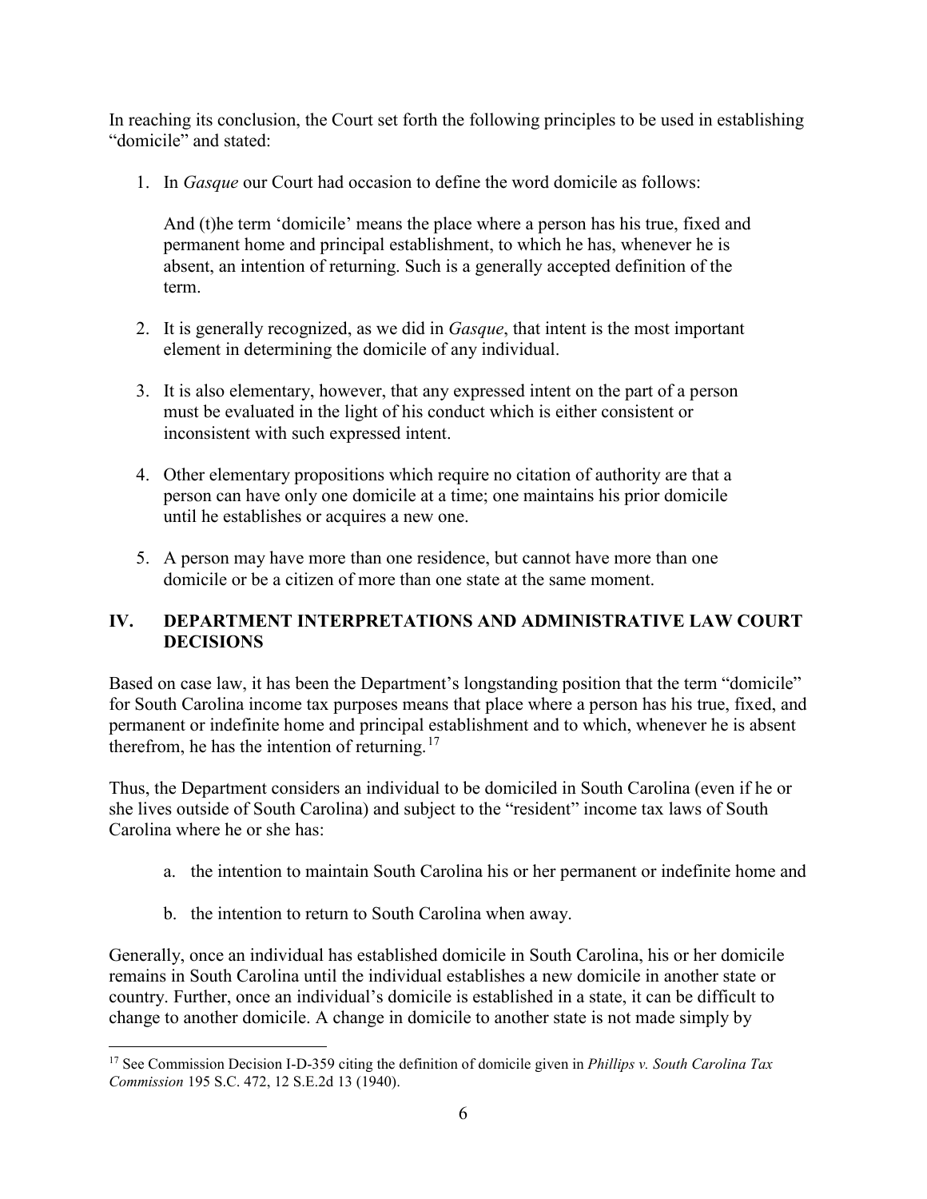In reaching its conclusion, the Court set forth the following principles to be used in establishing "domicile" and stated:

1. In *Gasque* our Court had occasion to define the word domicile as follows:

   And (t)he term 'domicile' means the place where a person has his true, fixed and permanent home and principal establishment, to which he has, whenever he is absent, an intention of returning. Such is a generally accepted definition of the term.

2. It is generally recognized, as we did in *Gasque*, that intent is the most important element in determining the domicile of any individual.

3. It is also elementary, however, that any expressed intent on the part of a person must be evaluated in the light of his conduct which is either consistent or inconsistent with such expressed intent.

4. Other elementary propositions which require no citation of authority are that a person can have only one domicile at a time; one maintains his prior domicile until he establishes or acquires a new one.

5. A person may have more than one residence, but cannot have more than one domicile or be a citizen of more than one state at the same moment.

## IV. DEPARTMENT INTERPRETATIONS AND ADMINISTRATIVE LAW COURT DECISIONS

Based on case law, it has been the Department's longstanding position that the term "domicile" for South Carolina income tax purposes means that place where a person has his true, fixed, and permanent or indefinite home and principal establishment and to which, whenever he is absent therefrom, he has the intention of returning.[17]

Thus, the Department considers an individual to be domiciled in South Carolina (even if he or she lives outside of South Carolina) and subject to the "resident" income tax laws of South Carolina where he or she has:

a. the intention to maintain South Carolina his or her permanent or indefinite home and

b. the intention to return to South Carolina when away.

Generally, once an individual has established domicile in South Carolina, his or her domicile remains in South Carolina until the individual establishes a new domicile in another state or country. Further, once an individual's domicile is established in a state, it can be difficult to change to another domicile. A change in domicile to another state is not made simply by

[17] See Commission Decision I-D-359 citing the definition of domicile given in *Phillips v. South Carolina Tax Commission* 195 S.C. 472, 12 S.E.2d 13 (1940).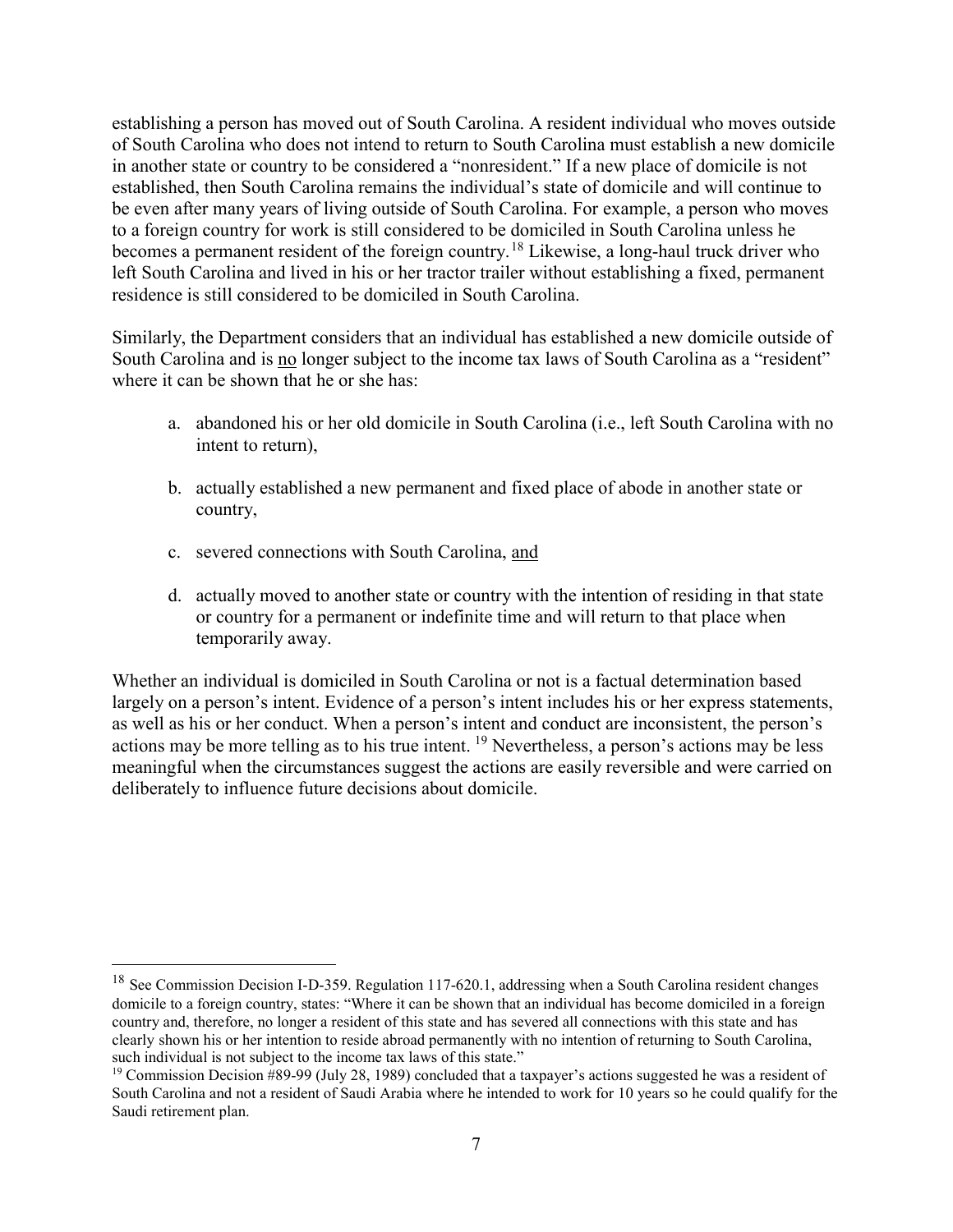establishing a person has moved out of South Carolina. A resident individual who moves outside of South Carolina who does not intend to return to South Carolina must establish a new domicile in another state or country to be considered a "nonresident." If a new place of domicile is not established, then South Carolina remains the individual's state of domicile and will continue to be even after many years of living outside of South Carolina. For example, a person who moves to a foreign country for work is still considered to be domiciled in South Carolina unless he becomes a permanent resident of the foreign country.[18] Likewise, a long-haul truck driver who left South Carolina and lived in his or her tractor trailer without establishing a fixed, permanent residence is still considered to be domiciled in South Carolina.

Similarly, the Department considers that an individual has established a new domicile outside of South Carolina and is no longer subject to the income tax laws of South Carolina as a "resident" where it can be shown that he or she has:

a. abandoned his or her old domicile in South Carolina (i.e., left South Carolina with no intent to return),

b. actually established a new permanent and fixed place of abode in another state or country,

c. severed connections with South Carolina, and

d. actually moved to another state or country with the intention of residing in that state or country for a permanent or indefinite time and will return to that place when temporarily away.

Whether an individual is domiciled in South Carolina or not is a factual determination based largely on a person's intent. Evidence of a person's intent includes his or her express statements, as well as his or her conduct. When a person's intent and conduct are inconsistent, the person's actions may be more telling as to his true intent.[19] Nevertheless, a person's actions may be less meaningful when the circumstances suggest the actions are easily reversible and were carried on deliberately to influence future decisions about domicile.

---

[18] See Commission Decision I-D-359. Regulation 117-620.1, addressing when a South Carolina resident changes domicile to a foreign country, states: "Where it can be shown that an individual has become domiciled in a foreign country and, therefore, no longer a resident of this state and has severed all connections with this state and has clearly shown his or her intention to reside abroad permanently with no intention of returning to South Carolina, such individual is not subject to the income tax laws of this state."

[19] Commission Decision #89-99 (July 28, 1989) concluded that a taxpayer's actions suggested he was a resident of South Carolina and not a resident of Saudi Arabia where he intended to work for 10 years so he could qualify for the Saudi retirement plan.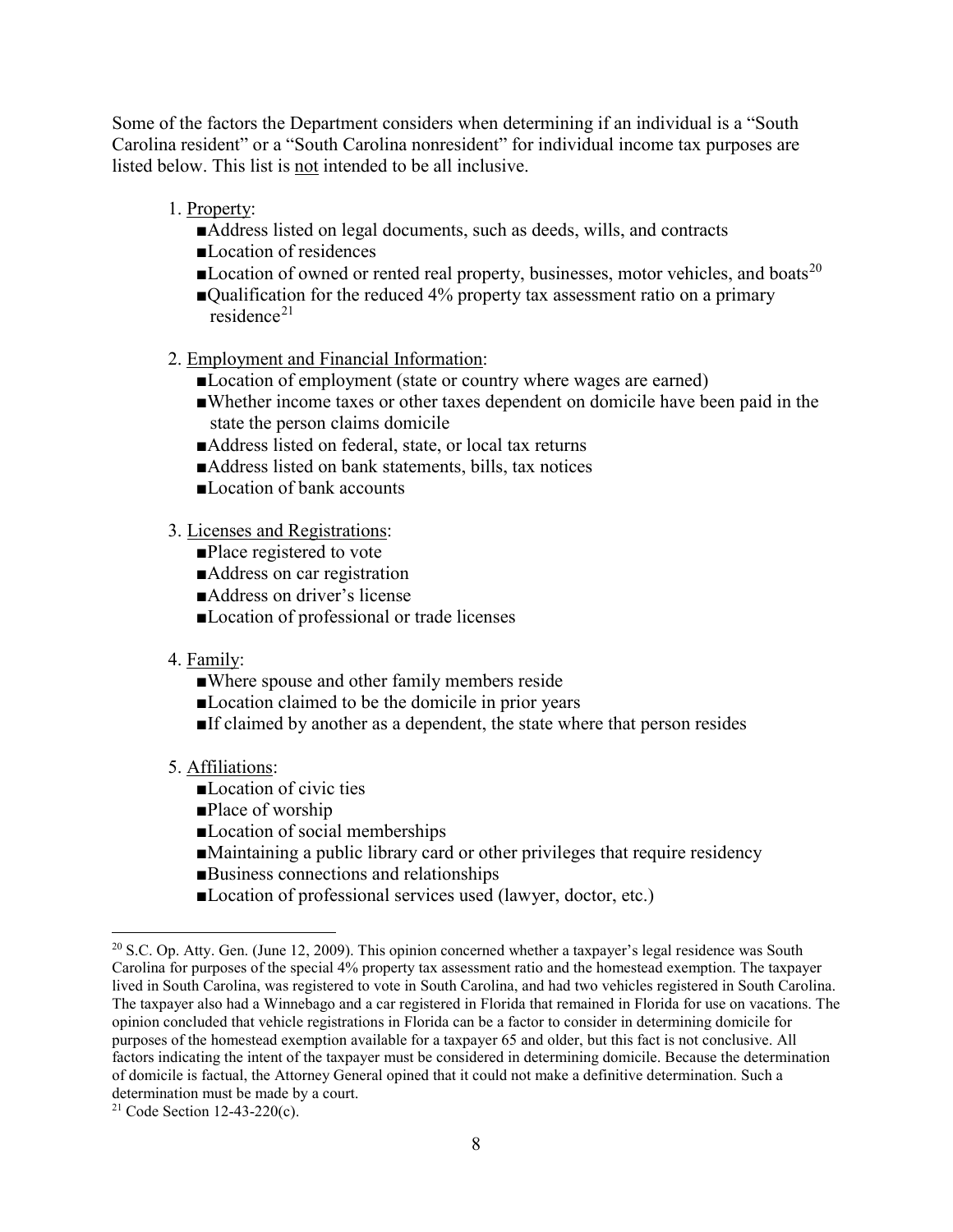Some of the factors the Department considers when determining if an individual is a "South Carolina resident" or a "South Carolina nonresident" for individual income tax purposes are listed below. This list is not intended to be all inclusive.

1. Property:
   - Address listed on legal documents, such as deeds, wills, and contracts
   - Location of residences
   - Location of owned or rented real property, businesses, motor vehicles, and boats[20]
   - Qualification for the reduced 4% property tax assessment ratio on a primary residence[21]

2. Employment and Financial Information:
   - Location of employment (state or country where wages are earned)
   - Whether income taxes or other taxes dependent on domicile have been paid in the state the person claims domicile
   - Address listed on federal, state, or local tax returns
   - Address listed on bank statements, bills, tax notices
   - Location of bank accounts

3. Licenses and Registrations:
   - Place registered to vote
   - Address on car registration
   - Address on driver's license
   - Location of professional or trade licenses

4. Family:
   - Where spouse and other family members reside
   - Location claimed to be the domicile in prior years
   - If claimed by another as a dependent, the state where that person resides

5. Affiliations:
   - Location of civic ties
   - Place of worship
   - Location of social memberships
   - Maintaining a public library card or other privileges that require residency
   - Business connections and relationships
   - Location of professional services used (lawyer, doctor, etc.)

---

[20] S.C. Op. Atty. Gen. (June 12, 2009). This opinion concerned whether a taxpayer's legal residence was South Carolina for purposes of the special 4% property tax assessment ratio and the homestead exemption. The taxpayer lived in South Carolina, was registered to vote in South Carolina, and had two vehicles registered in South Carolina. The taxpayer also had a Winnebago and a car registered in Florida that remained in Florida for use on vacations. The opinion concluded that vehicle registrations in Florida can be a factor to consider in determining domicile for purposes of the homestead exemption available for a taxpayer 65 and older, but this fact is not conclusive. All factors indicating the intent of the taxpayer must be considered in determining domicile. Because the determination of domicile is factual, the Attorney General opined that it could not make a definitive determination. Such a determination must be made by a court.

[21] Code Section 12-43-220(c).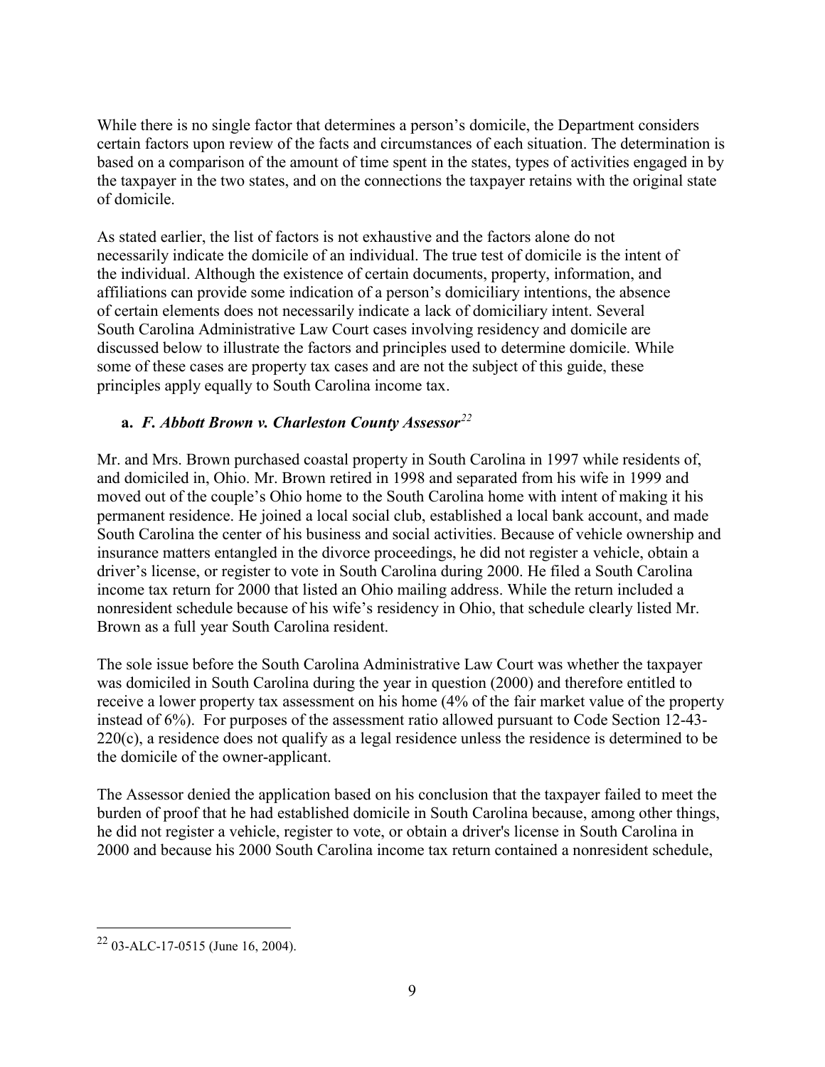While there is no single factor that determines a person's domicile, the Department considers certain factors upon review of the facts and circumstances of each situation. The determination is based on a comparison of the amount of time spent in the states, types of activities engaged in by the taxpayer in the two states, and on the connections the taxpayer retains with the original state of domicile.

As stated earlier, the list of factors is not exhaustive and the factors alone do not necessarily indicate the domicile of an individual. The true test of domicile is the intent of the individual. Although the existence of certain documents, property, information, and affiliations can provide some indication of a person's domiciliary intentions, the absence of certain elements does not necessarily indicate a lack of domiciliary intent. Several South Carolina Administrative Law Court cases involving residency and domicile are discussed below to illustrate the factors and principles used to determine domicile. While some of these cases are property tax cases and are not the subject of this guide, these principles apply equally to South Carolina income tax.

**a. *F. Abbott Brown v. Charleston County Assessor*[22]**

Mr. and Mrs. Brown purchased coastal property in South Carolina in 1997 while residents of, and domiciled in, Ohio. Mr. Brown retired in 1998 and separated from his wife in 1999 and moved out of the couple's Ohio home to the South Carolina home with intent of making it his permanent residence. He joined a local social club, established a local bank account, and made South Carolina the center of his business and social activities. Because of vehicle ownership and insurance matters entangled in the divorce proceedings, he did not register a vehicle, obtain a driver's license, or register to vote in South Carolina during 2000. He filed a South Carolina income tax return for 2000 that listed an Ohio mailing address. While the return included a nonresident schedule because of his wife's residency in Ohio, that schedule clearly listed Mr. Brown as a full year South Carolina resident.

The sole issue before the South Carolina Administrative Law Court was whether the taxpayer was domiciled in South Carolina during the year in question (2000) and therefore entitled to receive a lower property tax assessment on his home (4% of the fair market value of the property instead of 6%). For purposes of the assessment ratio allowed pursuant to Code Section 12-43-220(c), a residence does not qualify as a legal residence unless the residence is determined to be the domicile of the owner-applicant.

The Assessor denied the application based on his conclusion that the taxpayer failed to meet the burden of proof that he had established domicile in South Carolina because, among other things, he did not register a vehicle, register to vote, or obtain a driver's license in South Carolina in 2000 and because his 2000 South Carolina income tax return contained a nonresident schedule,

---

[22] 03-ALC-17-0515 (June 16, 2004).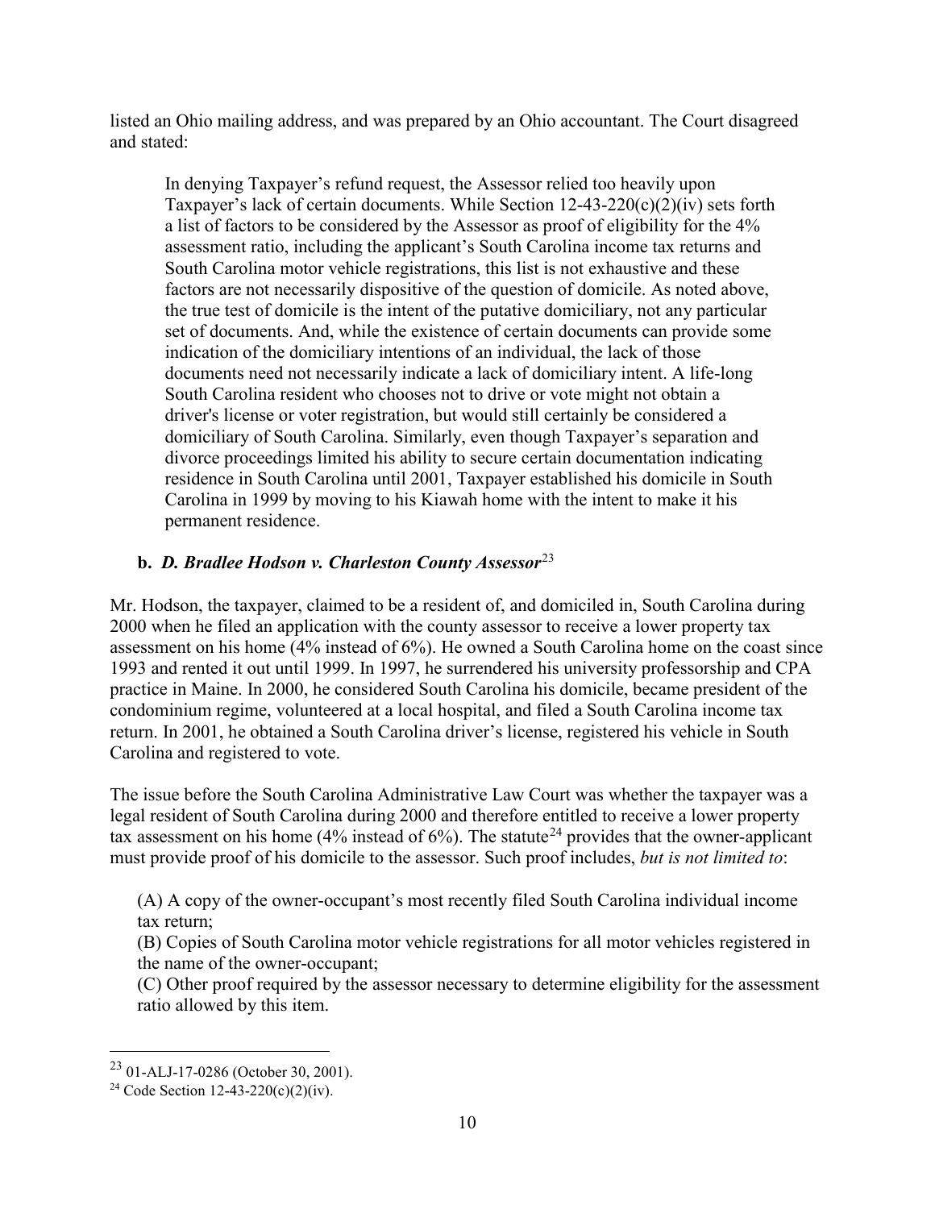listed an Ohio mailing address, and was prepared by an Ohio accountant. The Court disagreed and stated:

> In denying Taxpayer's refund request, the Assessor relied too heavily upon Taxpayer's lack of certain documents. While Section 12-43-220(c)(2)(iv) sets forth a list of factors to be considered by the Assessor as proof of eligibility for the 4% assessment ratio, including the applicant's South Carolina income tax returns and South Carolina motor vehicle registrations, this list is not exhaustive and these factors are not necessarily dispositive of the question of domicile. As noted above, the true test of domicile is the intent of the putative domiciliary, not any particular set of documents. And, while the existence of certain documents can provide some indication of the domiciliary intentions of an individual, the lack of those documents need not necessarily indicate a lack of domiciliary intent. A life-long South Carolina resident who chooses not to drive or vote might not obtain a driver's license or voter registration, but would still certainly be considered a domiciliary of South Carolina. Similarly, even though Taxpayer's separation and divorce proceedings limited his ability to secure certain documentation indicating residence in South Carolina until 2001, Taxpayer established his domicile in South Carolina in 1999 by moving to his Kiawah home with the intent to make it his permanent residence.

### b. *D. Bradlee Hodson v. Charleston County Assessor*[23]

Mr. Hodson, the taxpayer, claimed to be a resident of, and domiciled in, South Carolina during 2000 when he filed an application with the county assessor to receive a lower property tax assessment on his home (4% instead of 6%). He owned a South Carolina home on the coast since 1993 and rented it out until 1999. In 1997, he surrendered his university professorship and CPA practice in Maine. In 2000, he considered South Carolina his domicile, became president of the condominium regime, volunteered at a local hospital, and filed a South Carolina income tax return. In 2001, he obtained a South Carolina driver's license, registered his vehicle in South Carolina and registered to vote.

The issue before the South Carolina Administrative Law Court was whether the taxpayer was a legal resident of South Carolina during 2000 and therefore entitled to receive a lower property tax assessment on his home (4% instead of 6%). The statute[24] provides that the owner-applicant must provide proof of his domicile to the assessor. Such proof includes, *but is not limited to*:

> (A) A copy of the owner-occupant's most recently filed South Carolina individual income tax return;
>
> (B) Copies of South Carolina motor vehicle registrations for all motor vehicles registered in the name of the owner-occupant;
>
> (C) Other proof required by the assessor necessary to determine eligibility for the assessment ratio allowed by this item.

---

[23] 01-ALJ-17-0286 (October 30, 2001).

[24] Code Section 12-43-220(c)(2)(iv).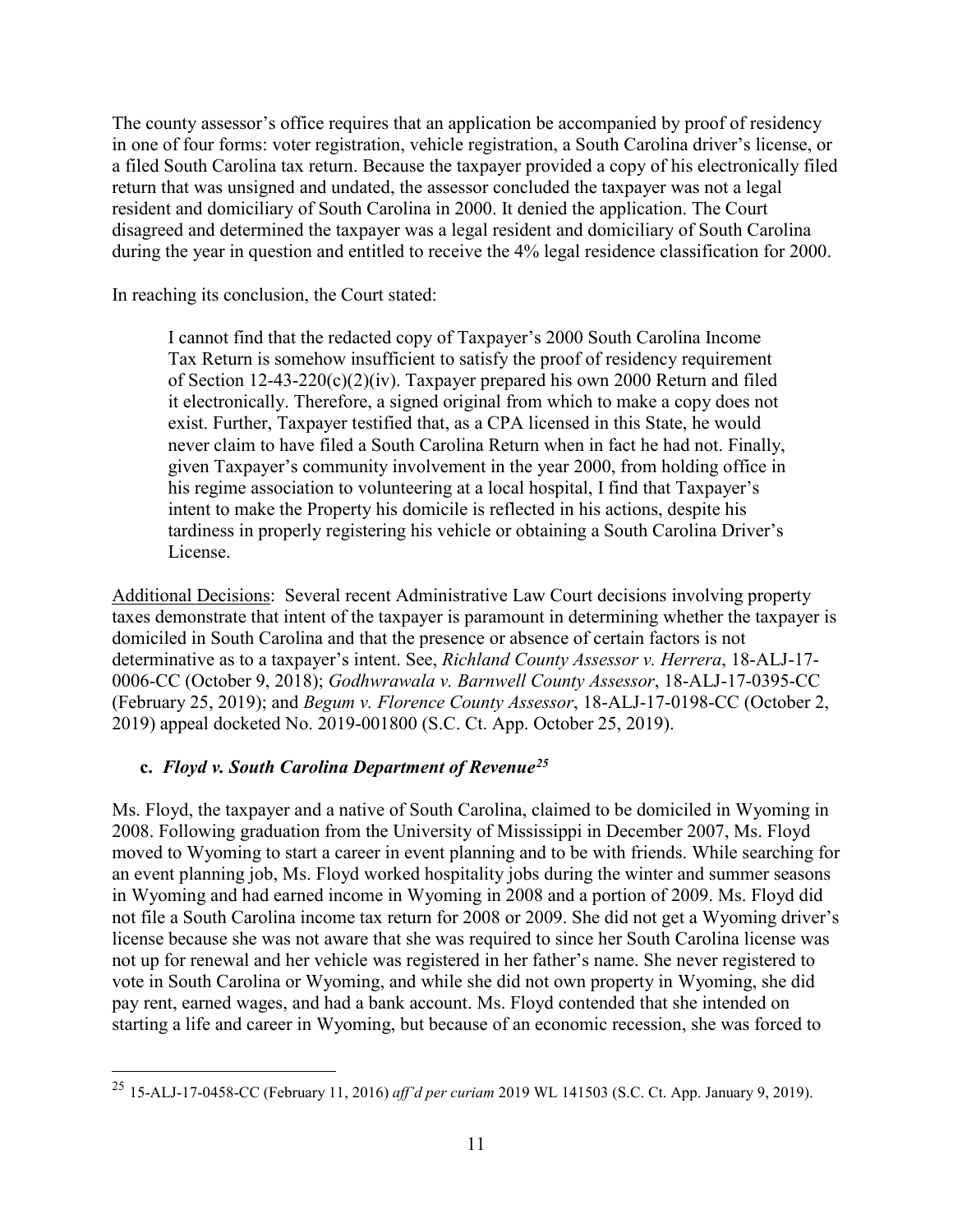The county assessor's office requires that an application be accompanied by proof of residency in one of four forms: voter registration, vehicle registration, a South Carolina driver's license, or a filed South Carolina tax return. Because the taxpayer provided a copy of his electronically filed return that was unsigned and undated, the assessor concluded the taxpayer was not a legal resident and domiciliary of South Carolina in 2000. It denied the application. The Court disagreed and determined the taxpayer was a legal resident and domiciliary of South Carolina during the year in question and entitled to receive the 4% legal residence classification for 2000.

In reaching its conclusion, the Court stated:

> I cannot find that the redacted copy of Taxpayer's 2000 South Carolina Income Tax Return is somehow insufficient to satisfy the proof of residency requirement of Section 12-43-220(c)(2)(iv). Taxpayer prepared his own 2000 Return and filed it electronically. Therefore, a signed original from which to make a copy does not exist. Further, Taxpayer testified that, as a CPA licensed in this State, he would never claim to have filed a South Carolina Return when in fact he had not. Finally, given Taxpayer's community involvement in the year 2000, from holding office in his regime association to volunteering at a local hospital, I find that Taxpayer's intent to make the Property his domicile is reflected in his actions, despite his tardiness in properly registering his vehicle or obtaining a South Carolina Driver's License.

Additional Decisions: Several recent Administrative Law Court decisions involving property taxes demonstrate that intent of the taxpayer is paramount in determining whether the taxpayer is domiciled in South Carolina and that the presence or absence of certain factors is not determinative as to a taxpayer's intent. See, *Richland County Assessor v. Herrera*, 18-ALJ-17-0006-CC (October 9, 2018); *Godhwrawala v. Barnwell County Assessor*, 18-ALJ-17-0395-CC (February 25, 2019); and *Begum v. Florence County Assessor*, 18-ALJ-17-0198-CC (October 2, 2019) appeal docketed No. 2019-001800 (S.C. Ct. App. October 25, 2019).

### c. *Floyd v. South Carolina Department of Revenue*[25]

Ms. Floyd, the taxpayer and a native of South Carolina, claimed to be domiciled in Wyoming in 2008. Following graduation from the University of Mississippi in December 2007, Ms. Floyd moved to Wyoming to start a career in event planning and to be with friends. While searching for an event planning job, Ms. Floyd worked hospitality jobs during the winter and summer seasons in Wyoming and had earned income in Wyoming in 2008 and a portion of 2009. Ms. Floyd did not file a South Carolina income tax return for 2008 or 2009. She did not get a Wyoming driver's license because she was not aware that she was required to since her South Carolina license was not up for renewal and her vehicle was registered in her father's name. She never registered to vote in South Carolina or Wyoming, and while she did not own property in Wyoming, she did pay rent, earned wages, and had a bank account. Ms. Floyd contended that she intended on starting a life and career in Wyoming, but because of an economic recession, she was forced to

---

[25] 15-ALJ-17-0458-CC (February 11, 2016) *aff'd per curiam* 2019 WL 141503 (S.C. Ct. App. January 9, 2019).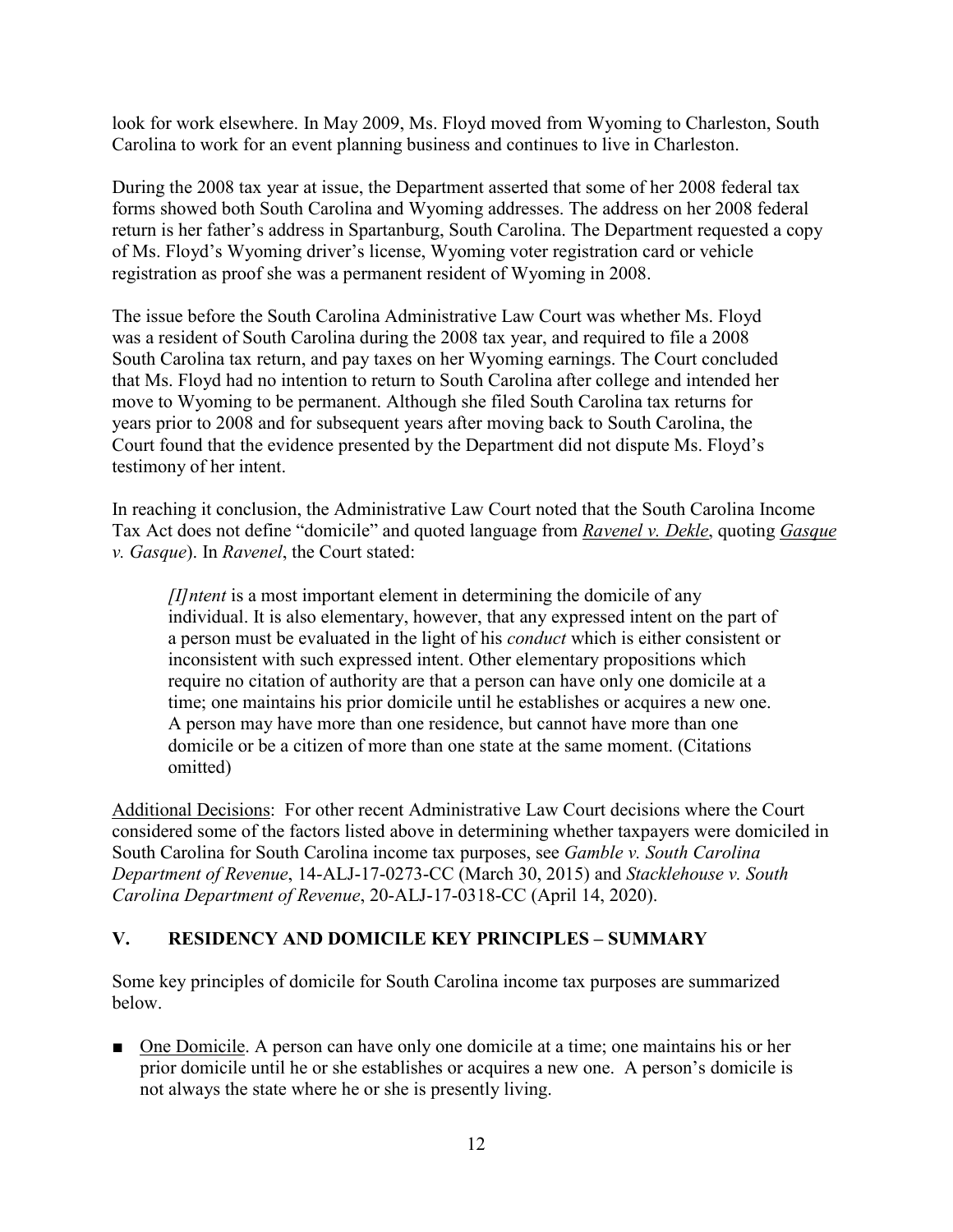look for work elsewhere. In May 2009, Ms. Floyd moved from Wyoming to Charleston, South Carolina to work for an event planning business and continues to live in Charleston.

During the 2008 tax year at issue, the Department asserted that some of her 2008 federal tax forms showed both South Carolina and Wyoming addresses. The address on her 2008 federal return is her father's address in Spartanburg, South Carolina. The Department requested a copy of Ms. Floyd's Wyoming driver's license, Wyoming voter registration card or vehicle registration as proof she was a permanent resident of Wyoming in 2008.

The issue before the South Carolina Administrative Law Court was whether Ms. Floyd was a resident of South Carolina during the 2008 tax year, and required to file a 2008 South Carolina tax return, and pay taxes on her Wyoming earnings. The Court concluded that Ms. Floyd had no intention to return to South Carolina after college and intended her move to Wyoming to be permanent. Although she filed South Carolina tax returns for years prior to 2008 and for subsequent years after moving back to South Carolina, the Court found that the evidence presented by the Department did not dispute Ms. Floyd's testimony of her intent.

In reaching it conclusion, the Administrative Law Court noted that the South Carolina Income Tax Act does not define "domicile" and quoted language from *Ravenel v. Dekle*, quoting *Gasque v. Gasque*). In *Ravenel*, the Court stated:

> *[I]ntent* is a most important element in determining the domicile of any individual. It is also elementary, however, that any expressed intent on the part of a person must be evaluated in the light of his *conduct* which is either consistent or inconsistent with such expressed intent. Other elementary propositions which require no citation of authority are that a person can have only one domicile at a time; one maintains his prior domicile until he establishes or acquires a new one. A person may have more than one residence, but cannot have more than one domicile or be a citizen of more than one state at the same moment. (Citations omitted)

Additional Decisions: For other recent Administrative Law Court decisions where the Court considered some of the factors listed above in determining whether taxpayers were domiciled in South Carolina for South Carolina income tax purposes, see *Gamble v. South Carolina Department of Revenue*, 14-ALJ-17-0273-CC (March 30, 2015) and *Stacklehouse v. South Carolina Department of Revenue*, 20-ALJ-17-0318-CC (April 14, 2020).

## V. RESIDENCY AND DOMICILE KEY PRINCIPLES – SUMMARY

Some key principles of domicile for South Carolina income tax purposes are summarized below.

- One Domicile. A person can have only one domicile at a time; one maintains his or her prior domicile until he or she establishes or acquires a new one. A person's domicile is not always the state where he or she is presently living.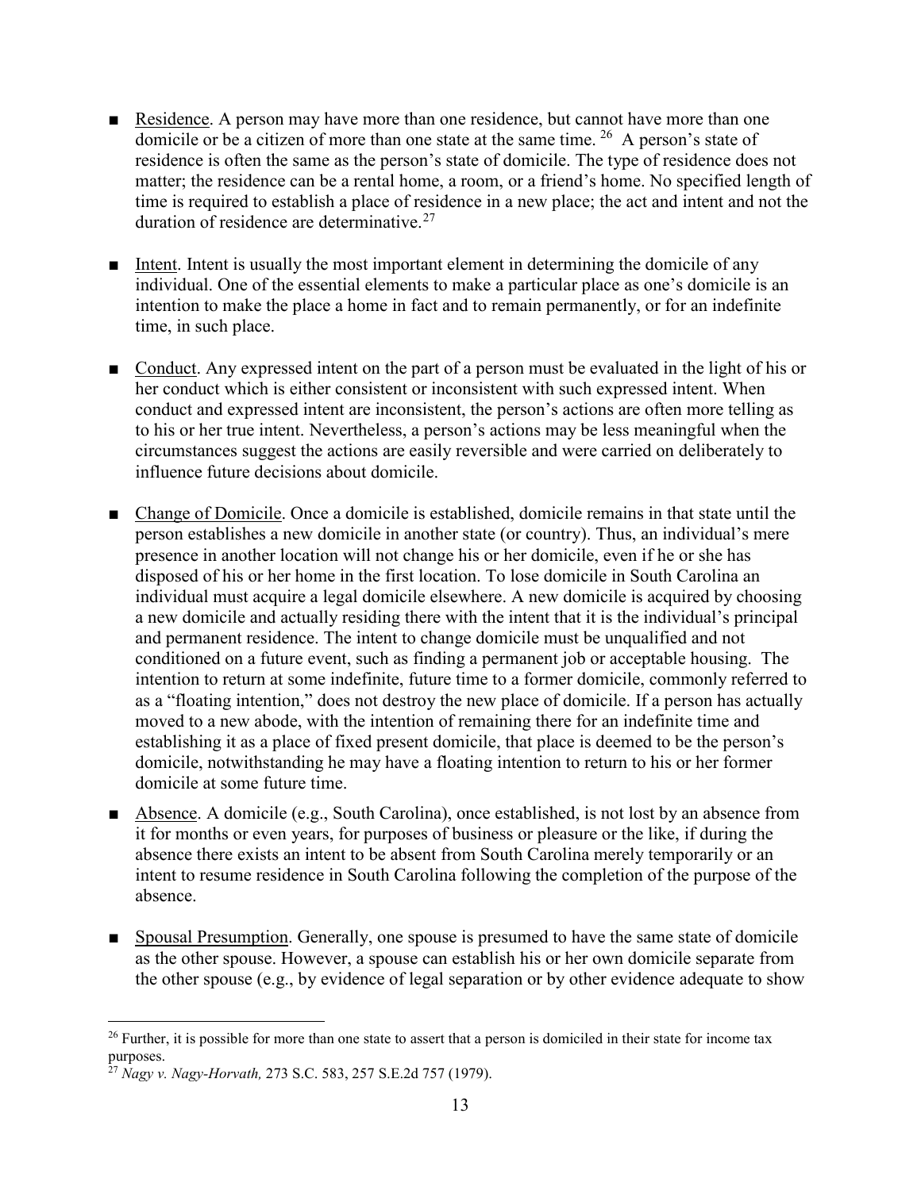- ■ Residence. A person may have more than one residence, but cannot have more than one domicile or be a citizen of more than one state at the same time. [26] A person's state of residence is often the same as the person's state of domicile. The type of residence does not matter; the residence can be a rental home, a room, or a friend's home. No specified length of time is required to establish a place of residence in a new place; the act and intent and not the duration of residence are determinative.[27]

- ■ Intent. Intent is usually the most important element in determining the domicile of any individual. One of the essential elements to make a particular place as one's domicile is an intention to make the place a home in fact and to remain permanently, or for an indefinite time, in such place.

- ■ Conduct. Any expressed intent on the part of a person must be evaluated in the light of his or her conduct which is either consistent or inconsistent with such expressed intent. When conduct and expressed intent are inconsistent, the person's actions are often more telling as to his or her true intent. Nevertheless, a person's actions may be less meaningful when the circumstances suggest the actions are easily reversible and were carried on deliberately to influence future decisions about domicile.

- ■ Change of Domicile. Once a domicile is established, domicile remains in that state until the person establishes a new domicile in another state (or country). Thus, an individual's mere presence in another location will not change his or her domicile, even if he or she has disposed of his or her home in the first location. To lose domicile in South Carolina an individual must acquire a legal domicile elsewhere. A new domicile is acquired by choosing a new domicile and actually residing there with the intent that it is the individual's principal and permanent residence. The intent to change domicile must be unqualified and not conditioned on a future event, such as finding a permanent job or acceptable housing. The intention to return at some indefinite, future time to a former domicile, commonly referred to as a "floating intention," does not destroy the new place of domicile. If a person has actually moved to a new abode, with the intention of remaining there for an indefinite time and establishing it as a place of fixed present domicile, that place is deemed to be the person's domicile, notwithstanding he may have a floating intention to return to his or her former domicile at some future time.

- ■ Absence. A domicile (e.g., South Carolina), once established, is not lost by an absence from it for months or even years, for purposes of business or pleasure or the like, if during the absence there exists an intent to be absent from South Carolina merely temporarily or an intent to resume residence in South Carolina following the completion of the purpose of the absence.

- ■ Spousal Presumption. Generally, one spouse is presumed to have the same state of domicile as the other spouse. However, a spouse can establish his or her own domicile separate from the other spouse (e.g., by evidence of legal separation or by other evidence adequate to show

---

[26] Further, it is possible for more than one state to assert that a person is domiciled in their state for income tax purposes.

[27] *Nagy v. Nagy-Horvath,* 273 S.C. 583, 257 S.E.2d 757 (1979).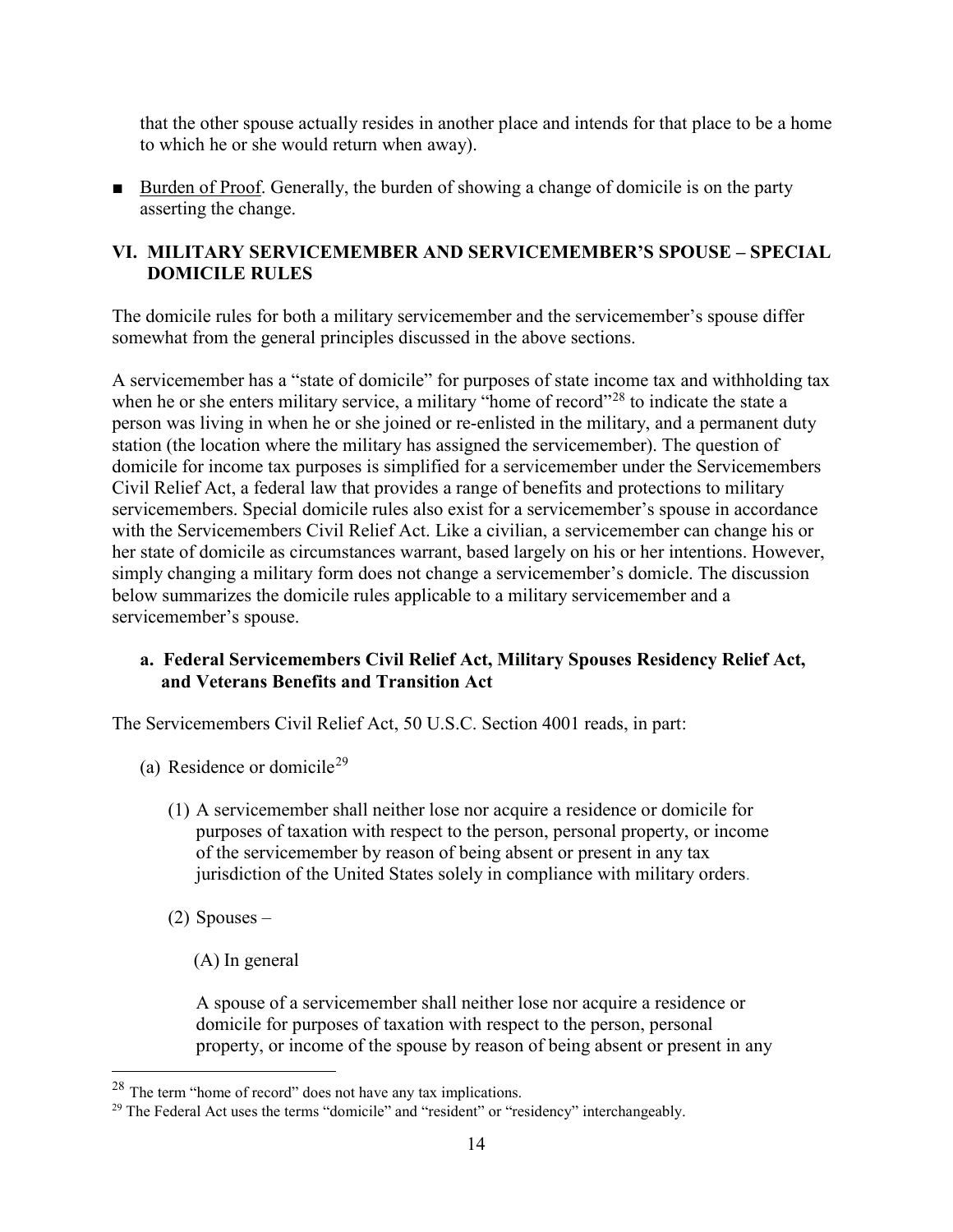that the other spouse actually resides in another place and intends for that place to be a home to which he or she would return when away).

- Burden of Proof. Generally, the burden of showing a change of domicile is on the party asserting the change.

## VI. MILITARY SERVICEMEMBER AND SERVICEMEMBER'S SPOUSE – SPECIAL DOMICILE RULES

The domicile rules for both a military servicemember and the servicemember's spouse differ somewhat from the general principles discussed in the above sections.

A servicemember has a "state of domicile" for purposes of state income tax and withholding tax when he or she enters military service, a military "home of record"[28] to indicate the state a person was living in when he or she joined or re-enlisted in the military, and a permanent duty station (the location where the military has assigned the servicemember). The question of domicile for income tax purposes is simplified for a servicemember under the Servicemembers Civil Relief Act, a federal law that provides a range of benefits and protections to military servicemembers. Special domicile rules also exist for a servicemember's spouse in accordance with the Servicemembers Civil Relief Act. Like a civilian, a servicemember can change his or her state of domicile as circumstances warrant, based largely on his or her intentions. However, simply changing a military form does not change a servicemember's domicile. The discussion below summarizes the domicile rules applicable to a military servicemember and a servicemember's spouse.

### a. Federal Servicemembers Civil Relief Act, Military Spouses Residency Relief Act, and Veterans Benefits and Transition Act

The Servicemembers Civil Relief Act, 50 U.S.C. Section 4001 reads, in part:

(a) Residence or domicile[29]

(1) A servicemember shall neither lose nor acquire a residence or domicile for purposes of taxation with respect to the person, personal property, or income of the servicemember by reason of being absent or present in any tax jurisdiction of the United States solely in compliance with military orders.

(2) Spouses –

(A) In general

A spouse of a servicemember shall neither lose nor acquire a residence or domicile for purposes of taxation with respect to the person, personal property, or income of the spouse by reason of being absent or present in any

---

[28] The term "home of record" does not have any tax implications.

[29] The Federal Act uses the terms "domicile" and "resident" or "residency" interchangeably.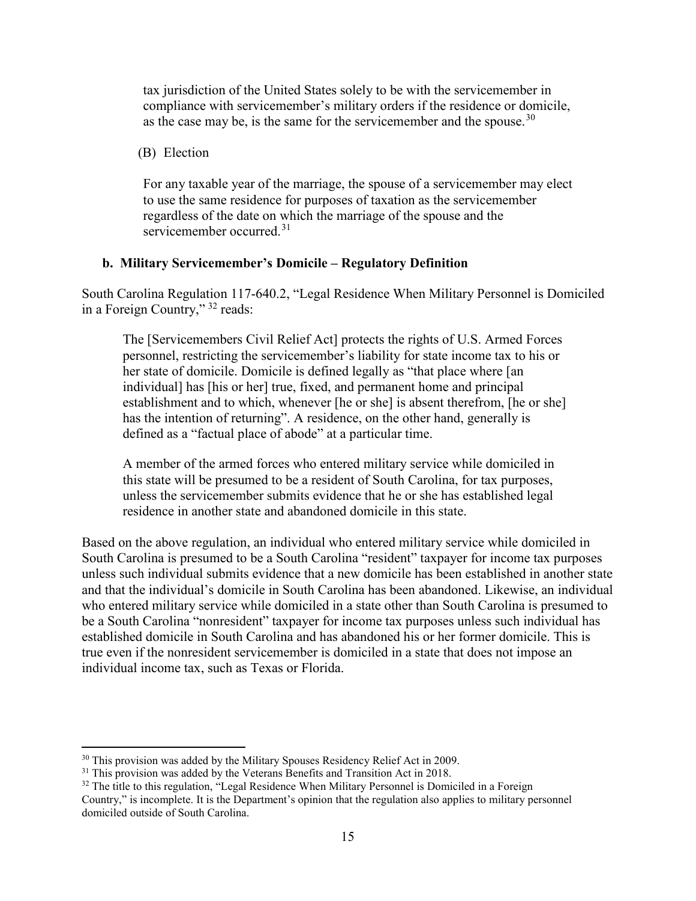tax jurisdiction of the United States solely to be with the servicemember in compliance with servicemember's military orders if the residence or domicile, as the case may be, is the same for the servicemember and the spouse.[30]

(B) Election

For any taxable year of the marriage, the spouse of a servicemember may elect to use the same residence for purposes of taxation as the servicemember regardless of the date on which the marriage of the spouse and the servicemember occurred.[31]

**b. Military Servicemember's Domicile – Regulatory Definition**

South Carolina Regulation 117-640.2, "Legal Residence When Military Personnel is Domiciled in a Foreign Country," [32] reads:

> The [Servicemembers Civil Relief Act] protects the rights of U.S. Armed Forces personnel, restricting the servicemember's liability for state income tax to his or her state of domicile. Domicile is defined legally as "that place where [an individual] has [his or her] true, fixed, and permanent home and principal establishment and to which, whenever [he or she] is absent therefrom, [he or she] has the intention of returning". A residence, on the other hand, generally is defined as a "factual place of abode" at a particular time.
>
> A member of the armed forces who entered military service while domiciled in this state will be presumed to be a resident of South Carolina, for tax purposes, unless the servicemember submits evidence that he or she has established legal residence in another state and abandoned domicile in this state.

Based on the above regulation, an individual who entered military service while domiciled in South Carolina is presumed to be a South Carolina "resident" taxpayer for income tax purposes unless such individual submits evidence that a new domicile has been established in another state and that the individual's domicile in South Carolina has been abandoned. Likewise, an individual who entered military service while domiciled in a state other than South Carolina is presumed to be a South Carolina "nonresident" taxpayer for income tax purposes unless such individual has established domicile in South Carolina and has abandoned his or her former domicile. This is true even if the nonresident servicemember is domiciled in a state that does not impose an individual income tax, such as Texas or Florida.

---

[30] This provision was added by the Military Spouses Residency Relief Act in 2009.

[31] This provision was added by the Veterans Benefits and Transition Act in 2018.

[32] The title to this regulation, "Legal Residence When Military Personnel is Domiciled in a Foreign Country," is incomplete. It is the Department's opinion that the regulation also applies to military personnel domiciled outside of South Carolina.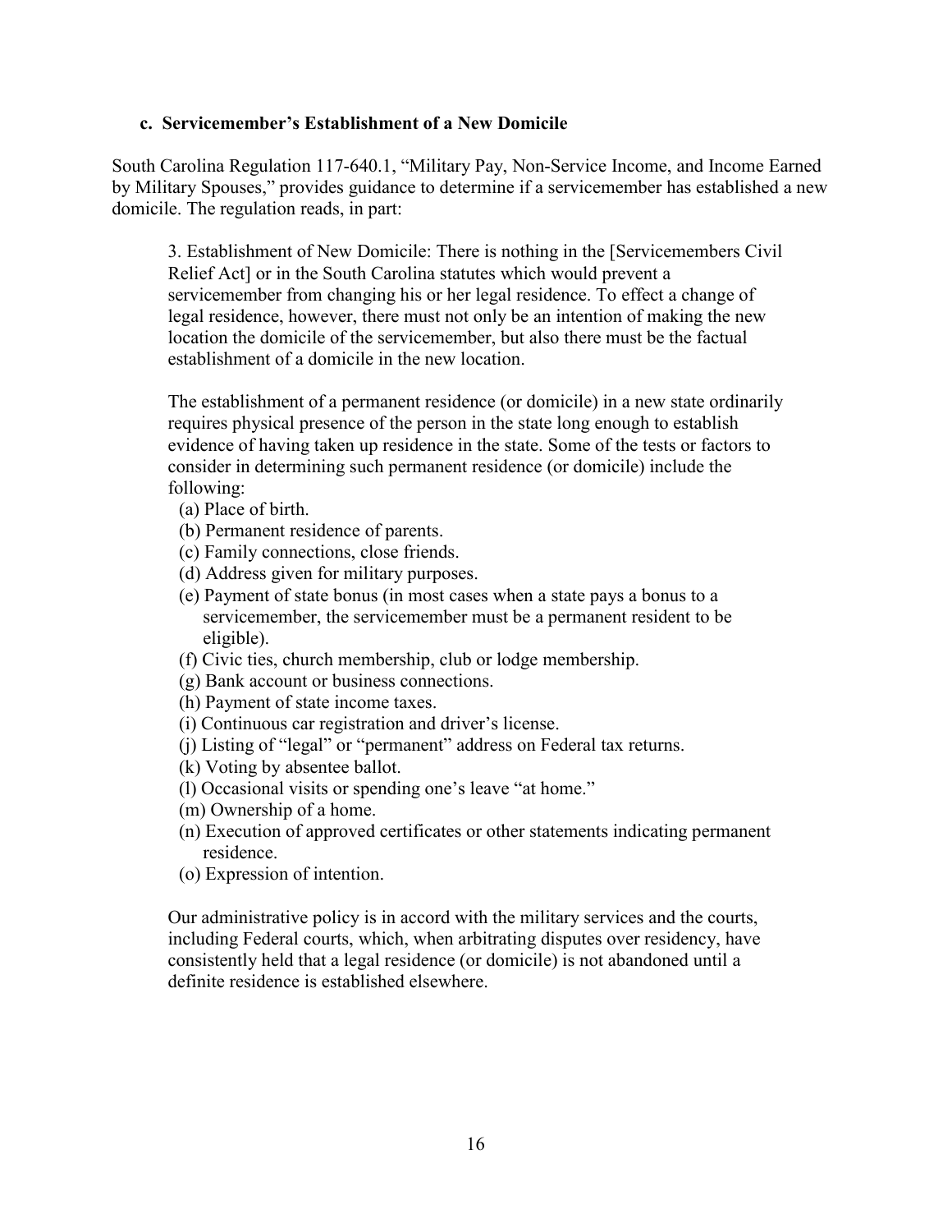### c. Servicemember's Establishment of a New Domicile

South Carolina Regulation 117-640.1, "Military Pay, Non-Service Income, and Income Earned by Military Spouses," provides guidance to determine if a servicemember has established a new domicile. The regulation reads, in part:

> 3. Establishment of New Domicile: There is nothing in the [Servicemembers Civil Relief Act] or in the South Carolina statutes which would prevent a servicemember from changing his or her legal residence. To effect a change of legal residence, however, there must not only be an intention of making the new location the domicile of the servicemember, but also there must be the factual establishment of a domicile in the new location.
>
> The establishment of a permanent residence (or domicile) in a new state ordinarily requires physical presence of the person in the state long enough to establish evidence of having taken up residence in the state. Some of the tests or factors to consider in determining such permanent residence (or domicile) include the following:
>
> (a) Place of birth.
> (b) Permanent residence of parents.
> (c) Family connections, close friends.
> (d) Address given for military purposes.
> (e) Payment of state bonus (in most cases when a state pays a bonus to a servicemember, the servicemember must be a permanent resident to be eligible).
> (f) Civic ties, church membership, club or lodge membership.
> (g) Bank account or business connections.
> (h) Payment of state income taxes.
> (i) Continuous car registration and driver's license.
> (j) Listing of "legal" or "permanent" address on Federal tax returns.
> (k) Voting by absentee ballot.
> (l) Occasional visits or spending one's leave "at home."
> (m) Ownership of a home.
> (n) Execution of approved certificates or other statements indicating permanent residence.
> (o) Expression of intention.
>
> Our administrative policy is in accord with the military services and the courts, including Federal courts, which, when arbitrating disputes over residency, have consistently held that a legal residence (or domicile) is not abandoned until a definite residence is established elsewhere.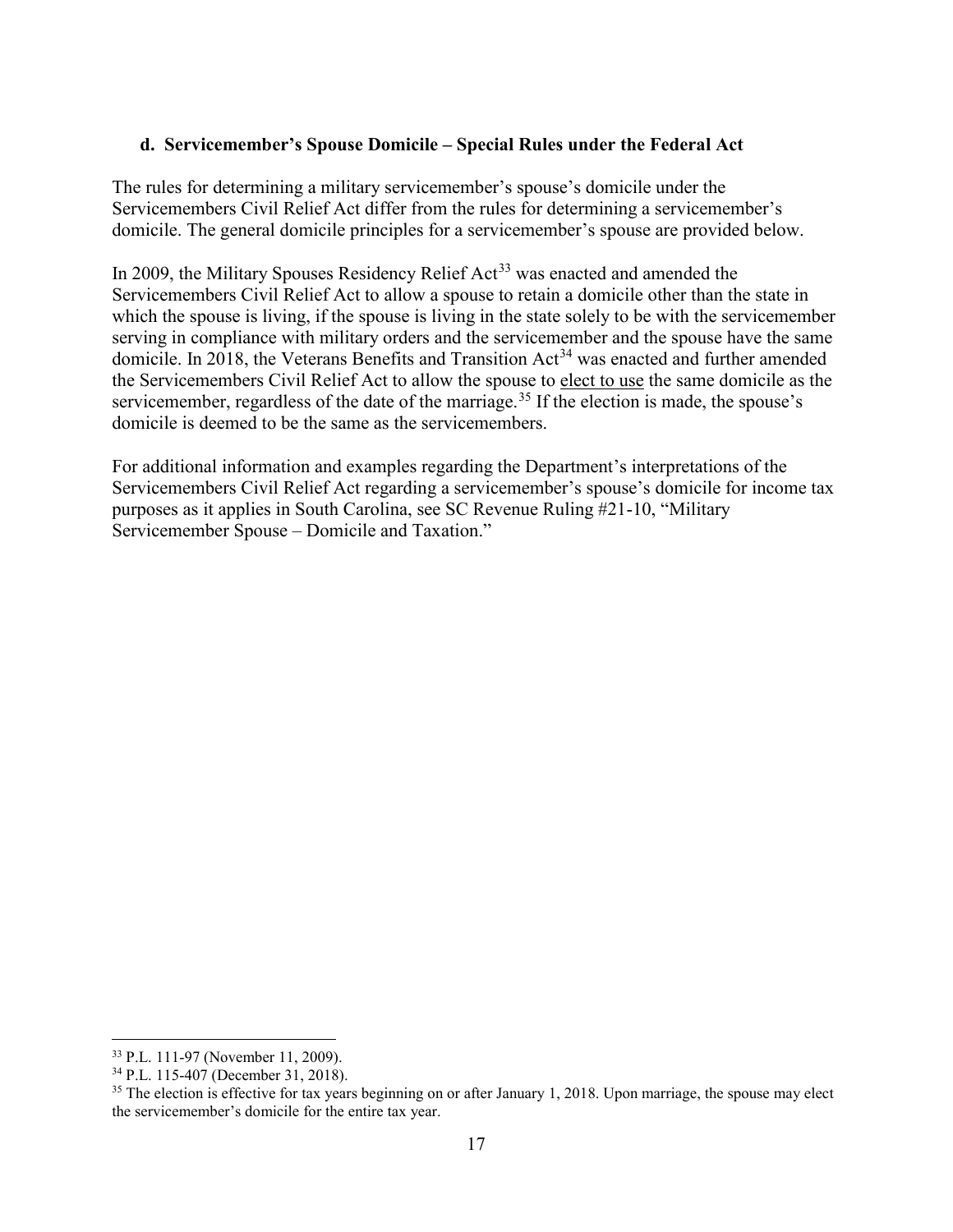### d. Servicemember's Spouse Domicile – Special Rules under the Federal Act

The rules for determining a military servicemember's spouse's domicile under the Servicemembers Civil Relief Act differ from the rules for determining a servicemember's domicile. The general domicile principles for a servicemember's spouse are provided below.

In 2009, the Military Spouses Residency Relief Act[33] was enacted and amended the Servicemembers Civil Relief Act to allow a spouse to retain a domicile other than the state in which the spouse is living, if the spouse is living in the state solely to be with the servicemember serving in compliance with military orders and the servicemember and the spouse have the same domicile. In 2018, the Veterans Benefits and Transition Act[34] was enacted and further amended the Servicemembers Civil Relief Act to allow the spouse to <u>elect to use</u> the same domicile as the servicemember, regardless of the date of the marriage.[35] If the election is made, the spouse's domicile is deemed to be the same as the servicemembers.

For additional information and examples regarding the Department's interpretations of the Servicemembers Civil Relief Act regarding a servicemember's spouse's domicile for income tax purposes as it applies in South Carolina, see SC Revenue Ruling #21-10, "Military Servicemember Spouse – Domicile and Taxation."

---

[33] P.L. 111-97 (November 11, 2009).

[34] P.L. 115-407 (December 31, 2018).

[35] The election is effective for tax years beginning on or after January 1, 2018. Upon marriage, the spouse may elect the servicemember's domicile for the entire tax year.